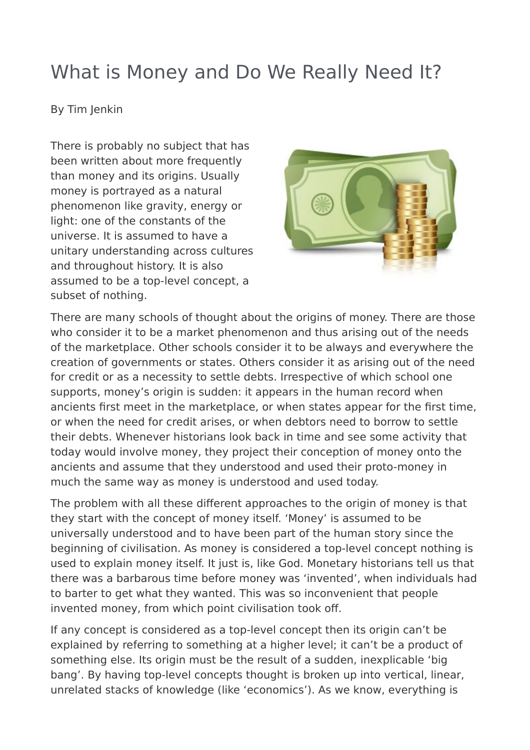# What is Money and Do We Really Need It?

By Tim Jenkin

There is probably no subject that has been written about more frequently than money and its origins. Usually money is portrayed as a natural phenomenon like gravity, energy or light: one of the constants of the universe. It is assumed to have a unitary understanding across cultures and throughout history. It is also assumed to be a top-level concept, a subset of nothing.

There are many schools of thought about the origins of money. There are those who consider it to be a market phenomenon and thus arising out of the needs of the marketplace. Other schools consider it to be always and everywhere the creation of governments or states. Others consider it as arising out of the need for credit or as a necessity to settle debts. Irrespective of which school one supports, money's origin is sudden: it appears in the human record when ancients first meet in the marketplace, or when states appear for the first time, or when the need for credit arises, or when debtors need to borrow to settle their debts. Whenever historians look back in time and see some activity that today would involve money, they project their conception of money onto the ancients and assume that they understood and used their proto-money in much the same way as money is understood and used today.

The problem with all these different approaches to the origin of money is that they start with the concept of money itself. 'Money' is assumed to be universally understood and to have been part of the human story since the beginning of civilisation. As money is considered a top-level concept nothing is used to explain money itself. It just is, like God. Monetary historians tell us that there was a barbarous time before money was 'invented', when individuals had to barter to get what they wanted. This was so inconvenient that people invented money, from which point civilisation took off.

If any concept is considered as a top-level concept then its origin can't be explained by referring to something at a higher level; it can't be a product of something else. Its origin must be the result of a sudden, inexplicable 'big bang'. By having top-level concepts thought is broken up into vertical, linear, unrelated stacks of knowledge (like 'economics'). As we know, everything is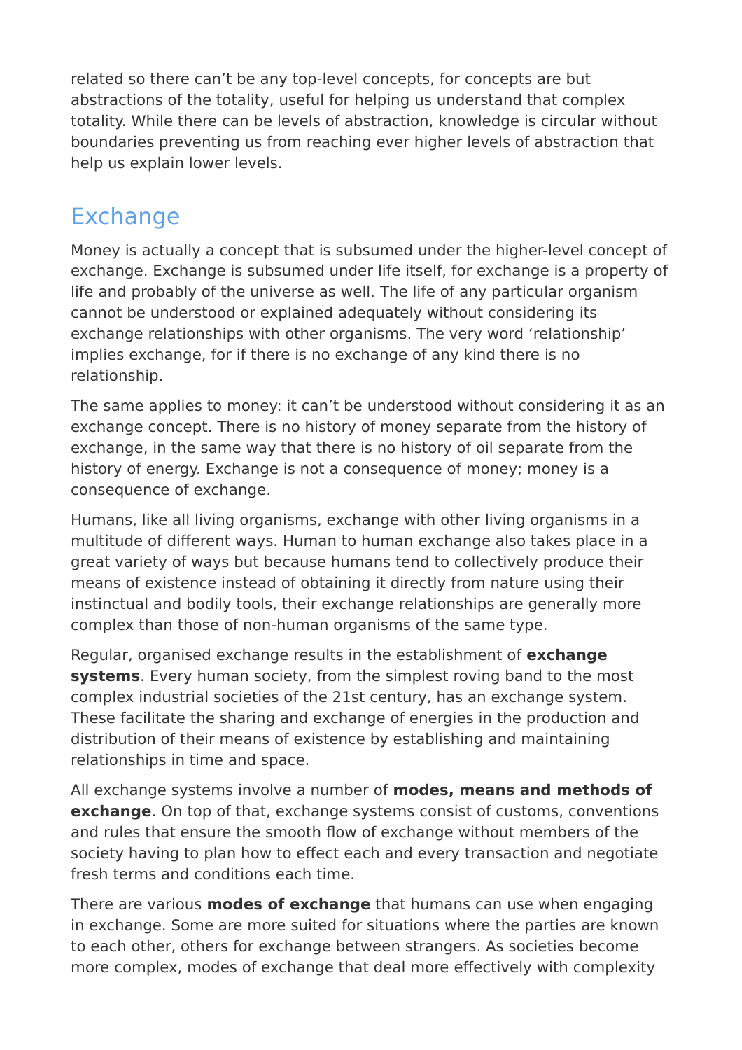related so there can’t be any top-level concepts, for concepts are but abstractions of the totality, useful for helping us understand that complex totality. While there can be levels of abstraction, knowledge is circular without boundaries preventing us from reaching ever higher levels of abstraction that help us explain lower levels.

## Exchange

Money is actually a concept that is subsumed under the higher-level concept of exchange. Exchange is subsumed under life itself, for exchange is a property of life and probably of the universe as well. The life of any particular organism cannot be understood or explained adequately without considering its exchange relationships with other organisms. The very word ‘relationship’ implies exchange, for if there is no exchange of any kind there is no relationship.

The same applies to money: it can’t be understood without considering it as an exchange concept. There is no history of money separate from the history of exchange, in the same way that there is no history of oil separate from the history of energy. Exchange is not a consequence of money; money is a consequence of exchange.

Humans, like all living organisms, exchange with other living organisms in a multitude of different ways. Human to human exchange also takes place in a great variety of ways but because humans tend to collectively produce their means of existence instead of obtaining it directly from nature using their instinctual and bodily tools, their exchange relationships are generally more complex than those of non-human organisms of the same type.

Regular, organised exchange results in the establishment of **exchange systems**. Every human society, from the simplest roving band to the most complex industrial societies of the 21st century, has an exchange system. These facilitate the sharing and exchange of energies in the production and distribution of their means of existence by establishing and maintaining relationships in time and space.

All exchange systems involve a number of **modes, means and methods of exchange**. On top of that, exchange systems consist of customs, conventions and rules that ensure the smooth flow of exchange without members of the society having to plan how to effect each and every transaction and negotiate fresh terms and conditions each time.

There are various **modes of exchange** that humans can use when engaging in exchange. Some are more suited for situations where the parties are known to each other, others for exchange between strangers. As societies become more complex, modes of exchange that deal more effectively with complexity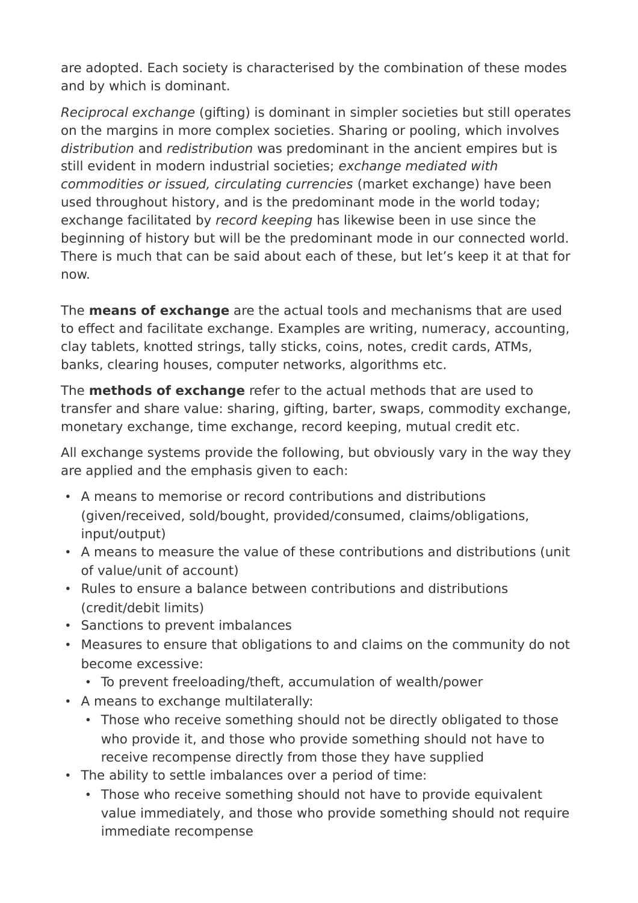are adopted. Each society is characterised by the combination of these modes and by which is dominant.

*Reciprocal exchange* (gifting) is dominant in simpler societies but still operates on the margins in more complex societies. Sharing or pooling, which involves *distribution* and *redistribution* was predominant in the ancient empires but is still evident in modern industrial societies; *exchange mediated with commodities or issued, circulating currencies* (market exchange) have been used throughout history, and is the predominant mode in the world today; exchange facilitated by *record keeping* has likewise been in use since the beginning of history but will be the predominant mode in our connected world. There is much that can be said about each of these, but let's keep it at that for now.

The **means of exchange** are the actual tools and mechanisms that are used to effect and facilitate exchange. Examples are writing, numeracy, accounting, clay tablets, knotted strings, tally sticks, coins, notes, credit cards, ATMs, banks, clearing houses, computer networks, algorithms etc.

The **methods of exchange** refer to the actual methods that are used to transfer and share value: sharing, gifting, barter, swaps, commodity exchange, monetary exchange, time exchange, record keeping, mutual credit etc.

All exchange systems provide the following, but obviously vary in the way they are applied and the emphasis given to each:

- A means to memorise or record contributions and distributions (given/received, sold/bought, provided/consumed, claims/obligations, input/output)
- A means to measure the value of these contributions and distributions (unit of value/unit of account)
- Rules to ensure a balance between contributions and distributions (credit/debit limits)
- Sanctions to prevent imbalances
- Measures to ensure that obligations to and claims on the community do not become excessive:
  - To prevent freeloading/theft, accumulation of wealth/power
- A means to exchange multilaterally:
  - Those who receive something should not be directly obligated to those who provide it, and those who provide something should not have to receive recompense directly from those they have supplied
- The ability to settle imbalances over a period of time:
  - Those who receive something should not have to provide equivalent value immediately, and those who provide something should not require immediate recompense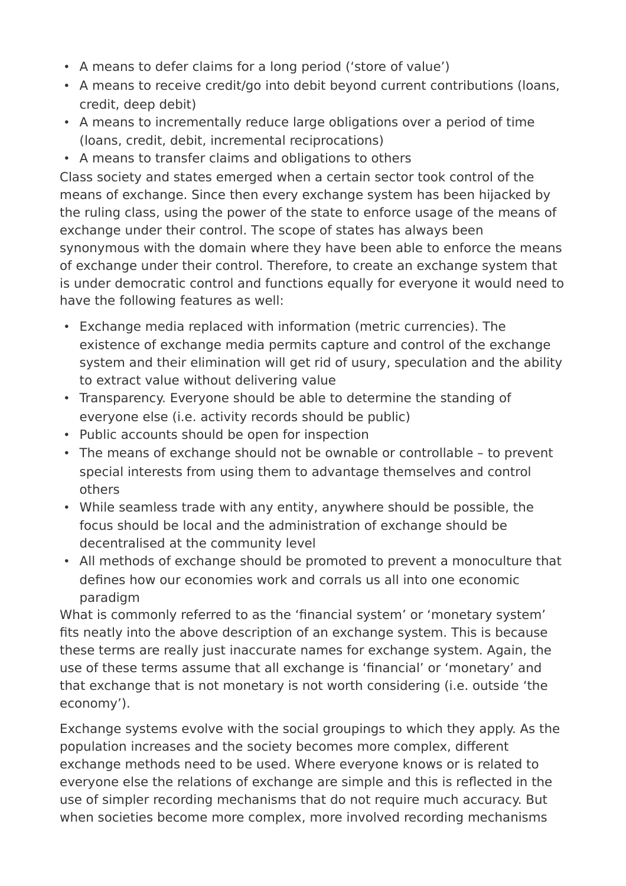- A means to defer claims for a long period ('store of value')
- A means to receive credit/go into debit beyond current contributions (loans, credit, deep debit)
- A means to incrementally reduce large obligations over a period of time (loans, credit, debit, incremental reciprocations)
- A means to transfer claims and obligations to others

Class society and states emerged when a certain sector took control of the means of exchange. Since then every exchange system has been hijacked by the ruling class, using the power of the state to enforce usage of the means of exchange under their control. The scope of states has always been synonymous with the domain where they have been able to enforce the means of exchange under their control. Therefore, to create an exchange system that is under democratic control and functions equally for everyone it would need to have the following features as well:

- Exchange media replaced with information (metric currencies). The existence of exchange media permits capture and control of the exchange system and their elimination will get rid of usury, speculation and the ability to extract value without delivering value
- Transparency. Everyone should be able to determine the standing of everyone else (i.e. activity records should be public)
- Public accounts should be open for inspection
- The means of exchange should not be ownable or controllable – to prevent special interests from using them to advantage themselves and control others
- While seamless trade with any entity, anywhere should be possible, the focus should be local and the administration of exchange should be decentralised at the community level
- All methods of exchange should be promoted to prevent a monoculture that defines how our economies work and corrals us all into one economic paradigm

What is commonly referred to as the 'financial system' or 'monetary system' fits neatly into the above description of an exchange system. This is because these terms are really just inaccurate names for exchange system. Again, the use of these terms assume that all exchange is 'financial' or 'monetary' and that exchange that is not monetary is not worth considering (i.e. outside 'the economy').

Exchange systems evolve with the social groupings to which they apply. As the population increases and the society becomes more complex, different exchange methods need to be used. Where everyone knows or is related to everyone else the relations of exchange are simple and this is reflected in the use of simpler recording mechanisms that do not require much accuracy. But when societies become more complex, more involved recording mechanisms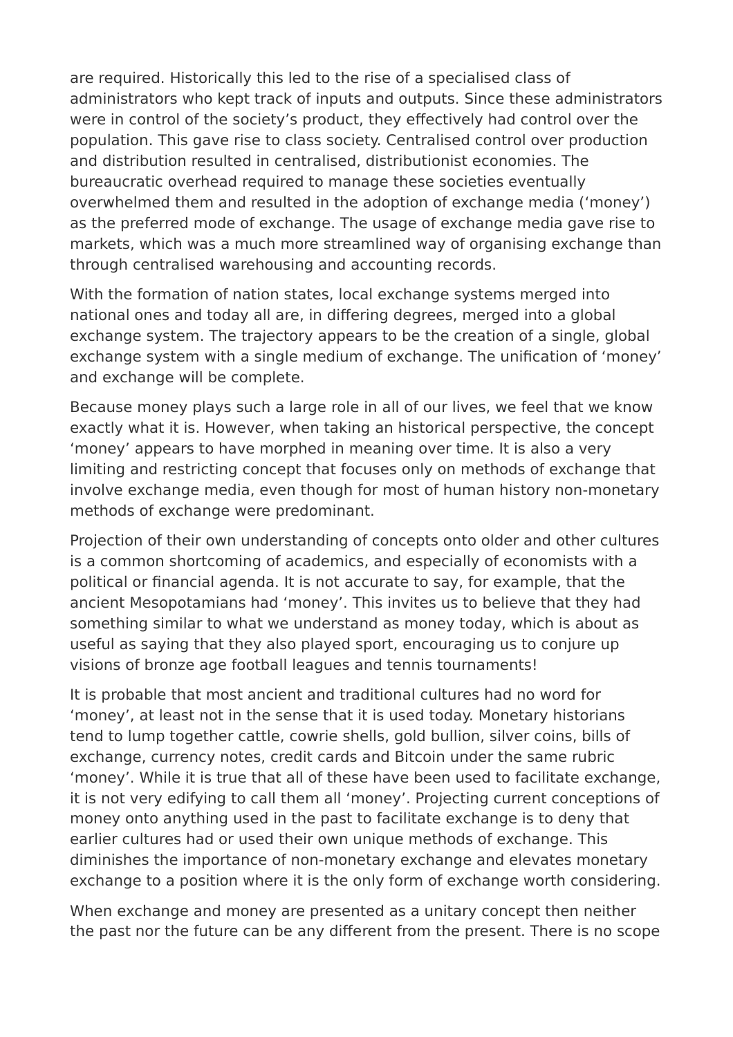are required. Historically this led to the rise of a specialised class of administrators who kept track of inputs and outputs. Since these administrators were in control of the society's product, they effectively had control over the population. This gave rise to class society. Centralised control over production and distribution resulted in centralised, distributionist economies. The bureaucratic overhead required to manage these societies eventually overwhelmed them and resulted in the adoption of exchange media ('money') as the preferred mode of exchange. The usage of exchange media gave rise to markets, which was a much more streamlined way of organising exchange than through centralised warehousing and accounting records.

With the formation of nation states, local exchange systems merged into national ones and today all are, in differing degrees, merged into a global exchange system. The trajectory appears to be the creation of a single, global exchange system with a single medium of exchange. The unification of 'money' and exchange will be complete.

Because money plays such a large role in all of our lives, we feel that we know exactly what it is. However, when taking an historical perspective, the concept 'money' appears to have morphed in meaning over time. It is also a very limiting and restricting concept that focuses only on methods of exchange that involve exchange media, even though for most of human history non-monetary methods of exchange were predominant.

Projection of their own understanding of concepts onto older and other cultures is a common shortcoming of academics, and especially of economists with a political or financial agenda. It is not accurate to say, for example, that the ancient Mesopotamians had 'money'. This invites us to believe that they had something similar to what we understand as money today, which is about as useful as saying that they also played sport, encouraging us to conjure up visions of bronze age football leagues and tennis tournaments!

It is probable that most ancient and traditional cultures had no word for 'money', at least not in the sense that it is used today. Monetary historians tend to lump together cattle, cowrie shells, gold bullion, silver coins, bills of exchange, currency notes, credit cards and Bitcoin under the same rubric 'money'. While it is true that all of these have been used to facilitate exchange, it is not very edifying to call them all 'money'. Projecting current conceptions of money onto anything used in the past to facilitate exchange is to deny that earlier cultures had or used their own unique methods of exchange. This diminishes the importance of non-monetary exchange and elevates monetary exchange to a position where it is the only form of exchange worth considering.

When exchange and money are presented as a unitary concept then neither the past nor the future can be any different from the present. There is no scope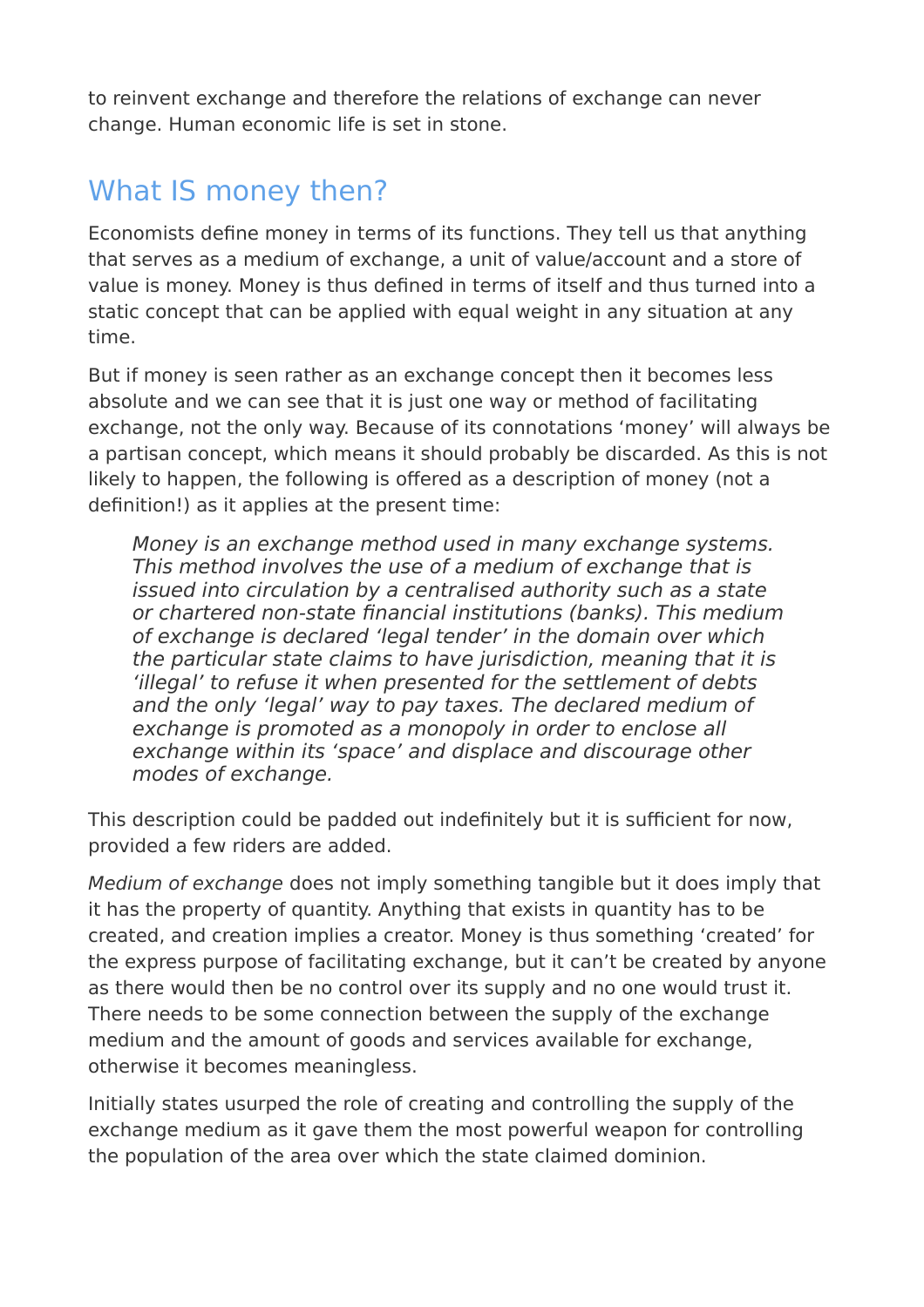to reinvent exchange and therefore the relations of exchange can never change. Human economic life is set in stone.

## What IS money then?

Economists define money in terms of its functions. They tell us that anything that serves as a medium of exchange, a unit of value/account and a store of value is money. Money is thus defined in terms of itself and thus turned into a static concept that can be applied with equal weight in any situation at any time.

But if money is seen rather as an exchange concept then it becomes less absolute and we can see that it is just one way or method of facilitating exchange, not the only way. Because of its connotations 'money' will always be a partisan concept, which means it should probably be discarded. As this is not likely to happen, the following is offered as a description of money (not a definition!) as it applies at the present time:

> *Money is an exchange method used in many exchange systems. This method involves the use of a medium of exchange that is issued into circulation by a centralised authority such as a state or chartered non-state financial institutions (banks). This medium of exchange is declared 'legal tender' in the domain over which the particular state claims to have jurisdiction, meaning that it is 'illegal' to refuse it when presented for the settlement of debts and the only 'legal' way to pay taxes. The declared medium of exchange is promoted as a monopoly in order to enclose all exchange within its 'space' and displace and discourage other modes of exchange.*

This description could be padded out indefinitely but it is sufficient for now, provided a few riders are added.

*Medium of exchange* does not imply something tangible but it does imply that it has the property of quantity. Anything that exists in quantity has to be created, and creation implies a creator. Money is thus something 'created' for the express purpose of facilitating exchange, but it can't be created by anyone as there would then be no control over its supply and no one would trust it. There needs to be some connection between the supply of the exchange medium and the amount of goods and services available for exchange, otherwise it becomes meaningless.

Initially states usurped the role of creating and controlling the supply of the exchange medium as it gave them the most powerful weapon for controlling the population of the area over which the state claimed dominion.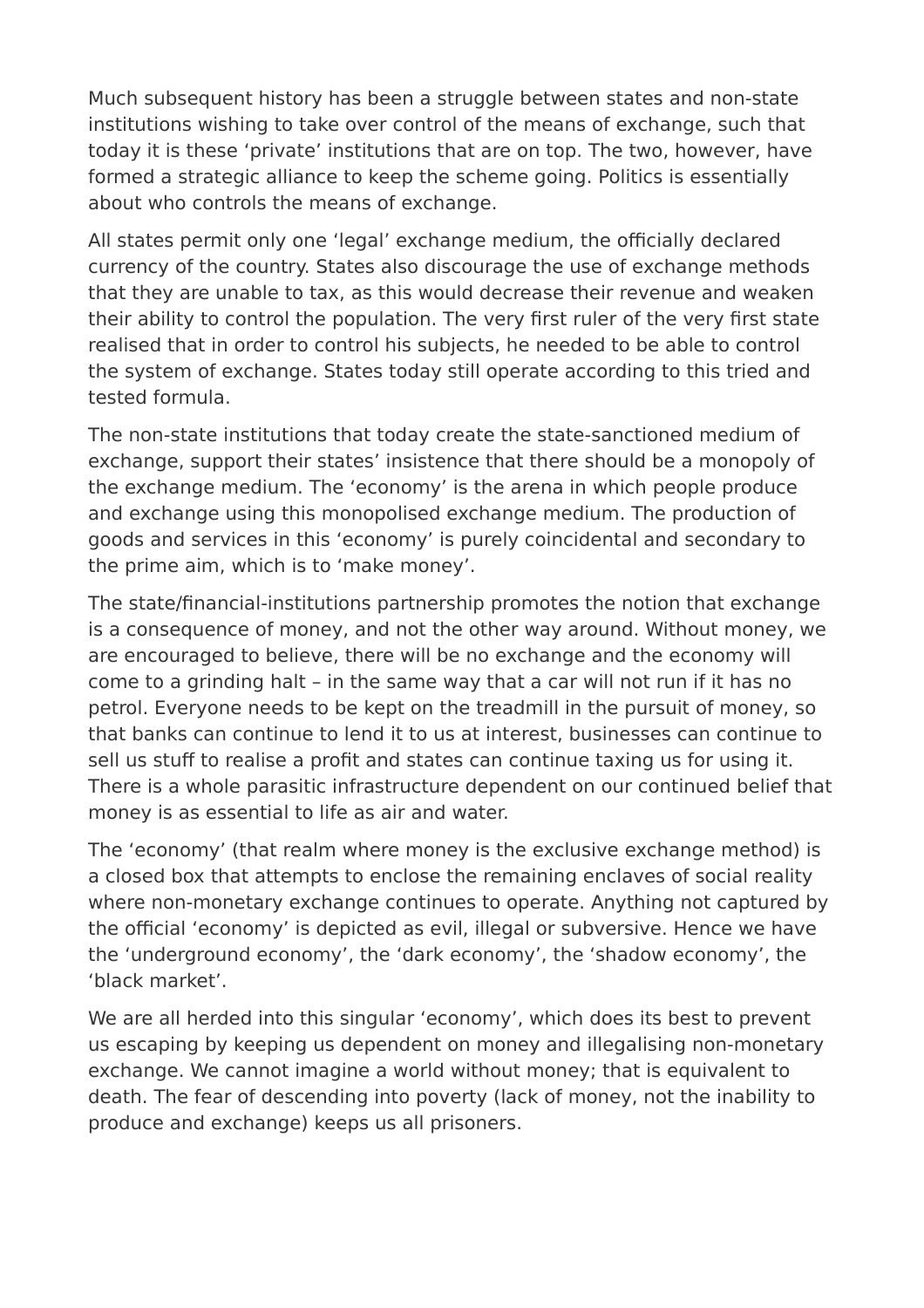Much subsequent history has been a struggle between states and non-state institutions wishing to take over control of the means of exchange, such that today it is these ‘private’ institutions that are on top. The two, however, have formed a strategic alliance to keep the scheme going. Politics is essentially about who controls the means of exchange.

All states permit only one ‘legal’ exchange medium, the officially declared currency of the country. States also discourage the use of exchange methods that they are unable to tax, as this would decrease their revenue and weaken their ability to control the population. The very first ruler of the very first state realised that in order to control his subjects, he needed to be able to control the system of exchange. States today still operate according to this tried and tested formula.

The non-state institutions that today create the state-sanctioned medium of exchange, support their states’ insistence that there should be a monopoly of the exchange medium. The ‘economy’ is the arena in which people produce and exchange using this monopolised exchange medium. The production of goods and services in this ‘economy’ is purely coincidental and secondary to the prime aim, which is to ‘make money’.

The state/financial-institutions partnership promotes the notion that exchange is a consequence of money, and not the other way around. Without money, we are encouraged to believe, there will be no exchange and the economy will come to a grinding halt – in the same way that a car will not run if it has no petrol. Everyone needs to be kept on the treadmill in the pursuit of money, so that banks can continue to lend it to us at interest, businesses can continue to sell us stuff to realise a profit and states can continue taxing us for using it. There is a whole parasitic infrastructure dependent on our continued belief that money is as essential to life as air and water.

The ‘economy’ (that realm where money is the exclusive exchange method) is a closed box that attempts to enclose the remaining enclaves of social reality where non-monetary exchange continues to operate. Anything not captured by the official ‘economy’ is depicted as evil, illegal or subversive. Hence we have the ‘underground economy’, the ‘dark economy’, the ‘shadow economy’, the ‘black market’.

We are all herded into this singular ‘economy’, which does its best to prevent us escaping by keeping us dependent on money and illegalising non-monetary exchange. We cannot imagine a world without money; that is equivalent to death. The fear of descending into poverty (lack of money, not the inability to produce and exchange) keeps us all prisoners.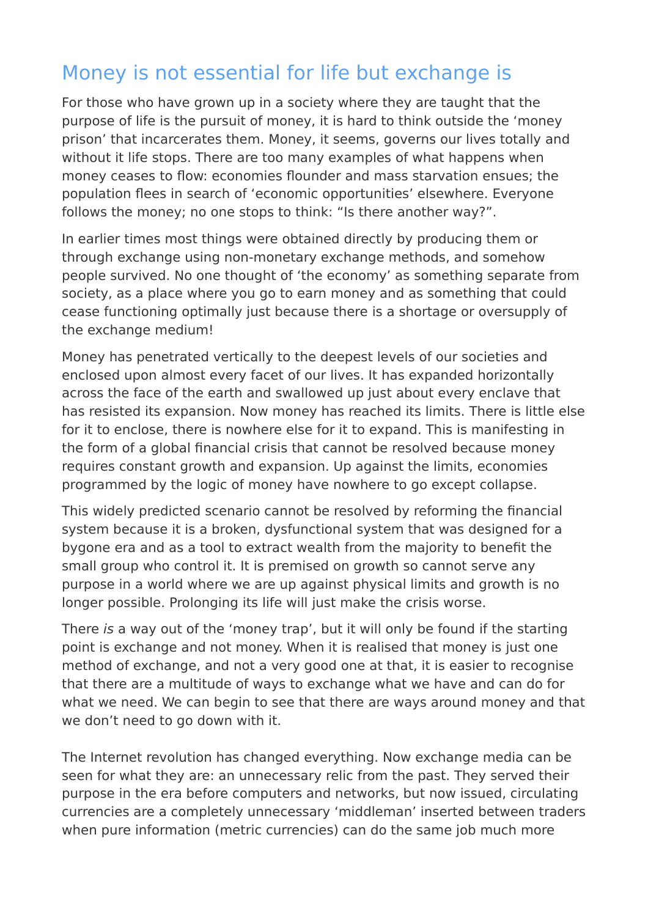## Money is not essential for life but exchange is

For those who have grown up in a society where they are taught that the purpose of life is the pursuit of money, it is hard to think outside the 'money prison' that incarcerates them. Money, it seems, governs our lives totally and without it life stops. There are too many examples of what happens when money ceases to flow: economies flounder and mass starvation ensues; the population flees in search of 'economic opportunities' elsewhere. Everyone follows the money; no one stops to think: "Is there another way?".

In earlier times most things were obtained directly by producing them or through exchange using non-monetary exchange methods, and somehow people survived. No one thought of 'the economy' as something separate from society, as a place where you go to earn money and as something that could cease functioning optimally just because there is a shortage or oversupply of the exchange medium!

Money has penetrated vertically to the deepest levels of our societies and enclosed upon almost every facet of our lives. It has expanded horizontally across the face of the earth and swallowed up just about every enclave that has resisted its expansion. Now money has reached its limits. There is little else for it to enclose, there is nowhere else for it to expand. This is manifesting in the form of a global financial crisis that cannot be resolved because money requires constant growth and expansion. Up against the limits, economies programmed by the logic of money have nowhere to go except collapse.

This widely predicted scenario cannot be resolved by reforming the financial system because it is a broken, dysfunctional system that was designed for a bygone era and as a tool to extract wealth from the majority to benefit the small group who control it. It is premised on growth so cannot serve any purpose in a world where we are up against physical limits and growth is no longer possible. Prolonging its life will just make the crisis worse.

There *is* a way out of the 'money trap', but it will only be found if the starting point is exchange and not money. When it is realised that money is just one method of exchange, and not a very good one at that, it is easier to recognise that there are a multitude of ways to exchange what we have and can do for what we need. We can begin to see that there are ways around money and that we don't need to go down with it.

The Internet revolution has changed everything. Now exchange media can be seen for what they are: an unnecessary relic from the past. They served their purpose in the era before computers and networks, but now issued, circulating currencies are a completely unnecessary 'middleman' inserted between traders when pure information (metric currencies) can do the same job much more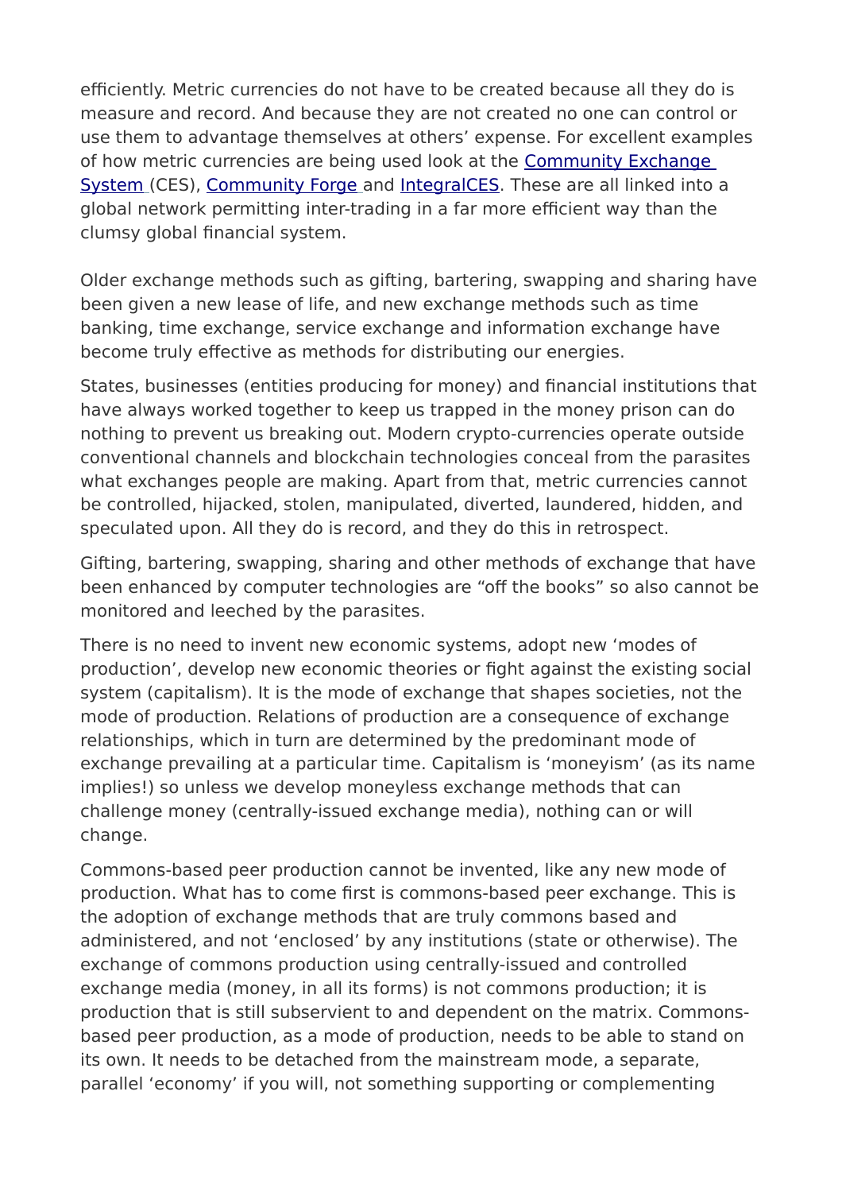efficiently. Metric currencies do not have to be created because all they do is measure and record. And because they are not created no one can control or use them to advantage themselves at others' expense. For excellent examples of how metric currencies are being used look at the Community Exchange System (CES), Community Forge and IntegralCES. These are all linked into a global network permitting inter-trading in a far more efficient way than the clumsy global financial system.

Older exchange methods such as gifting, bartering, swapping and sharing have been given a new lease of life, and new exchange methods such as time banking, time exchange, service exchange and information exchange have become truly effective as methods for distributing our energies.

States, businesses (entities producing for money) and financial institutions that have always worked together to keep us trapped in the money prison can do nothing to prevent us breaking out. Modern crypto-currencies operate outside conventional channels and blockchain technologies conceal from the parasites what exchanges people are making. Apart from that, metric currencies cannot be controlled, hijacked, stolen, manipulated, diverted, laundered, hidden, and speculated upon. All they do is record, and they do this in retrospect.

Gifting, bartering, swapping, sharing and other methods of exchange that have been enhanced by computer technologies are "off the books" so also cannot be monitored and leeched by the parasites.

There is no need to invent new economic systems, adopt new 'modes of production', develop new economic theories or fight against the existing social system (capitalism). It is the mode of exchange that shapes societies, not the mode of production. Relations of production are a consequence of exchange relationships, which in turn are determined by the predominant mode of exchange prevailing at a particular time. Capitalism is 'moneyism' (as its name implies!) so unless we develop moneyless exchange methods that can challenge money (centrally-issued exchange media), nothing can or will change.

Commons-based peer production cannot be invented, like any new mode of production. What has to come first is commons-based peer exchange. This is the adoption of exchange methods that are truly commons based and administered, and not 'enclosed' by any institutions (state or otherwise). The exchange of commons production using centrally-issued and controlled exchange media (money, in all its forms) is not commons production; it is production that is still subservient to and dependent on the matrix. Commons-based peer production, as a mode of production, needs to be able to stand on its own. It needs to be detached from the mainstream mode, a separate, parallel 'economy' if you will, not something supporting or complementing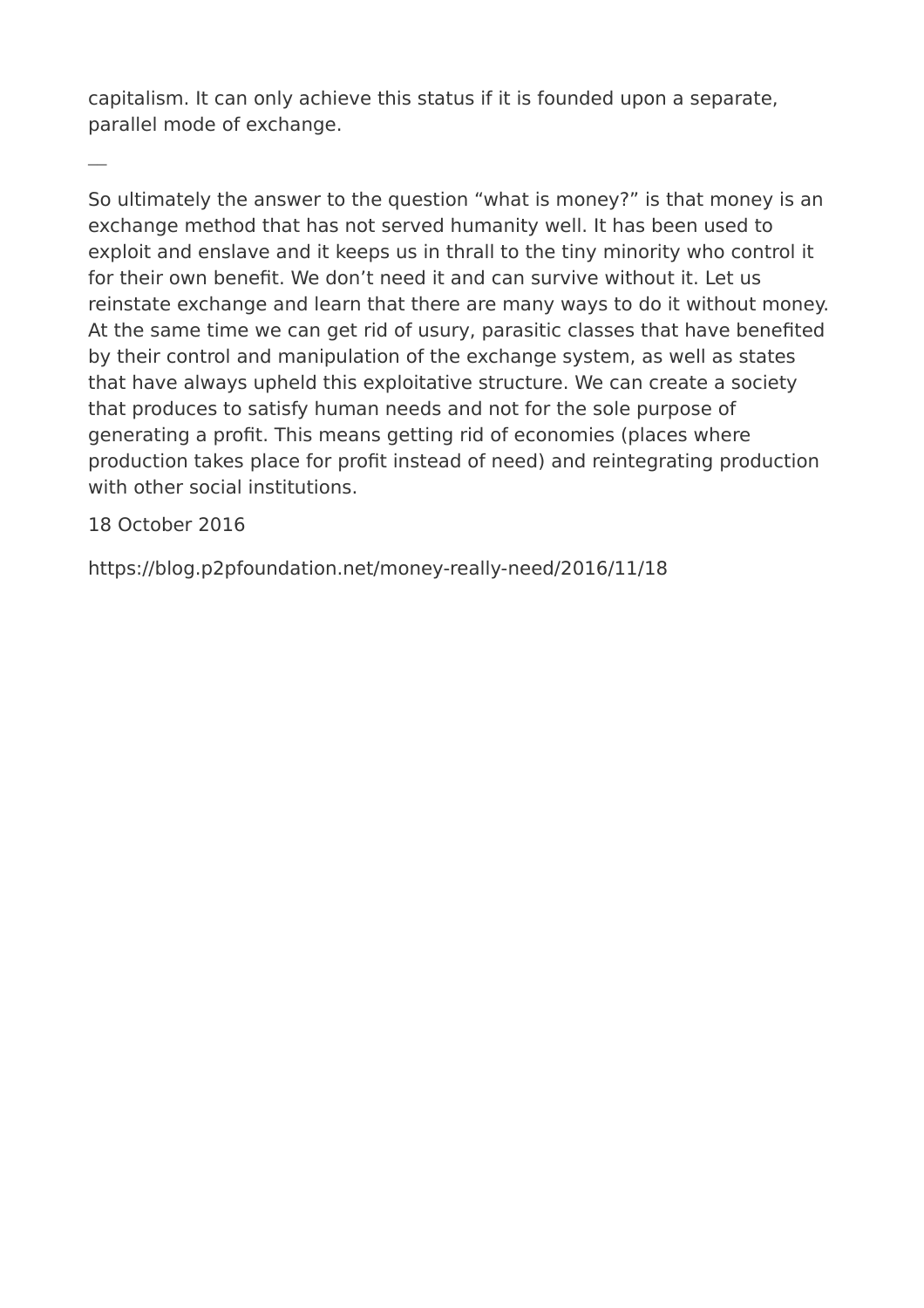capitalism. It can only achieve this status if it is founded upon a separate, parallel mode of exchange.

—

So ultimately the answer to the question "what is money?" is that money is an exchange method that has not served humanity well. It has been used to exploit and enslave and it keeps us in thrall to the tiny minority who control it for their own benefit. We don't need it and can survive without it. Let us reinstate exchange and learn that there are many ways to do it without money. At the same time we can get rid of usury, parasitic classes that have benefited by their control and manipulation of the exchange system, as well as states that have always upheld this exploitative structure. We can create a society that produces to satisfy human needs and not for the sole purpose of generating a profit. This means getting rid of economies (places where production takes place for profit instead of need) and reintegrating production with other social institutions.

18 October 2016

https://blog.p2pfoundation.net/money-really-need/2016/11/18